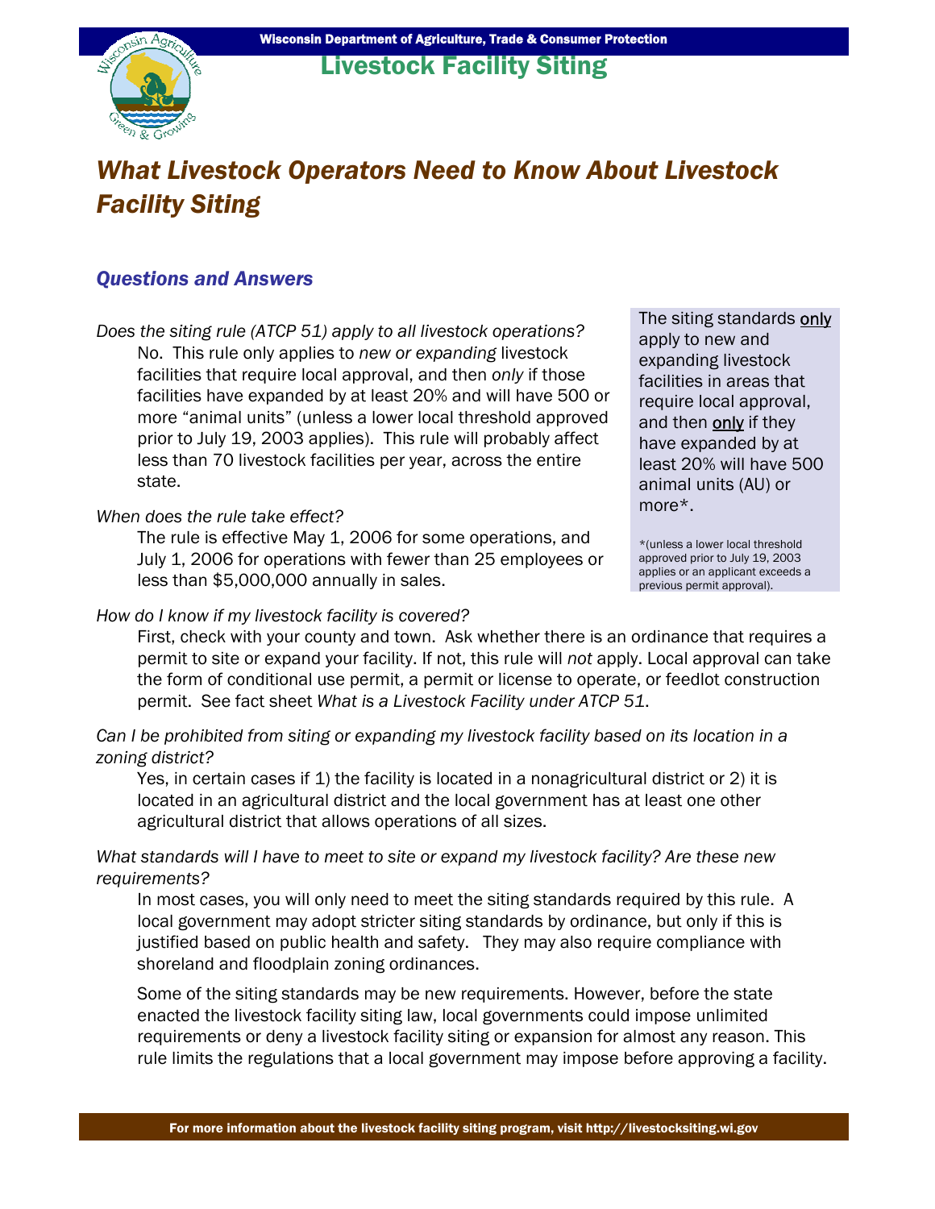Wisconsin Department of Agriculture, Trade & Consumer Protection

# Livestock Facility Siting

## *What Livestock Operators Need to Know About Livestock Facility Siting*

### *Questions and Answers*

*Does the siting rule (ATCP 51) apply to all livestock operations?*

No. This rule only applies to *new or expanding* livestock facilities that require local approval, and then *only* if those facilities have expanded by at least 20% and will have 500 or more "animal units" (unless a lower local threshold approved prior to July 19, 2003 applies). This rule will probably affect less than 70 livestock facilities per year, across the entire state.

> The siting standards only apply to new and expanding livestock facilities in areas that require local approval, and then only if they have expanded by at least 20% will have 500 animal units (AU) or more*.
>
> *(unless a lower local threshold approved prior to July 19, 2003 applies or an applicant exceeds a previous permit approval).

*When does the rule take effect?*

The rule is effective May 1, 2006 for some operations, and July 1, 2006 for operations with fewer than 25 employees or less than $5,000,000 annually in sales.

*How do I know if my livestock facility is covered?*

First, check with your county and town. Ask whether there is an ordinance that requires a permit to site or expand your facility. If not, this rule will *not* apply. Local approval can take the form of conditional use permit, a permit or license to operate, or feedlot construction permit. See fact sheet *What is a Livestock Facility under ATCP 51*.

*Can I be prohibited from siting or expanding my livestock facility based on its location in a zoning district?*

Yes, in certain cases if 1) the facility is located in a nonagricultural district or 2) it is located in an agricultural district and the local government has at least one other agricultural district that allows operations of all sizes.

*What standards will I have to meet to site or expand my livestock facility? Are these new requirements?*

In most cases, you will only need to meet the siting standards required by this rule. A local government may adopt stricter siting standards by ordinance, but only if this is justified based on public health and safety. They may also require compliance with shoreland and floodplain zoning ordinances.

Some of the siting standards may be new requirements. However, before the state enacted the livestock facility siting law, local governments could impose unlimited requirements or deny a livestock facility siting or expansion for almost any reason. This rule limits the regulations that a local government may impose before approving a facility.

For more information about the livestock facility siting program, visit http://livestocksiting.wi.gov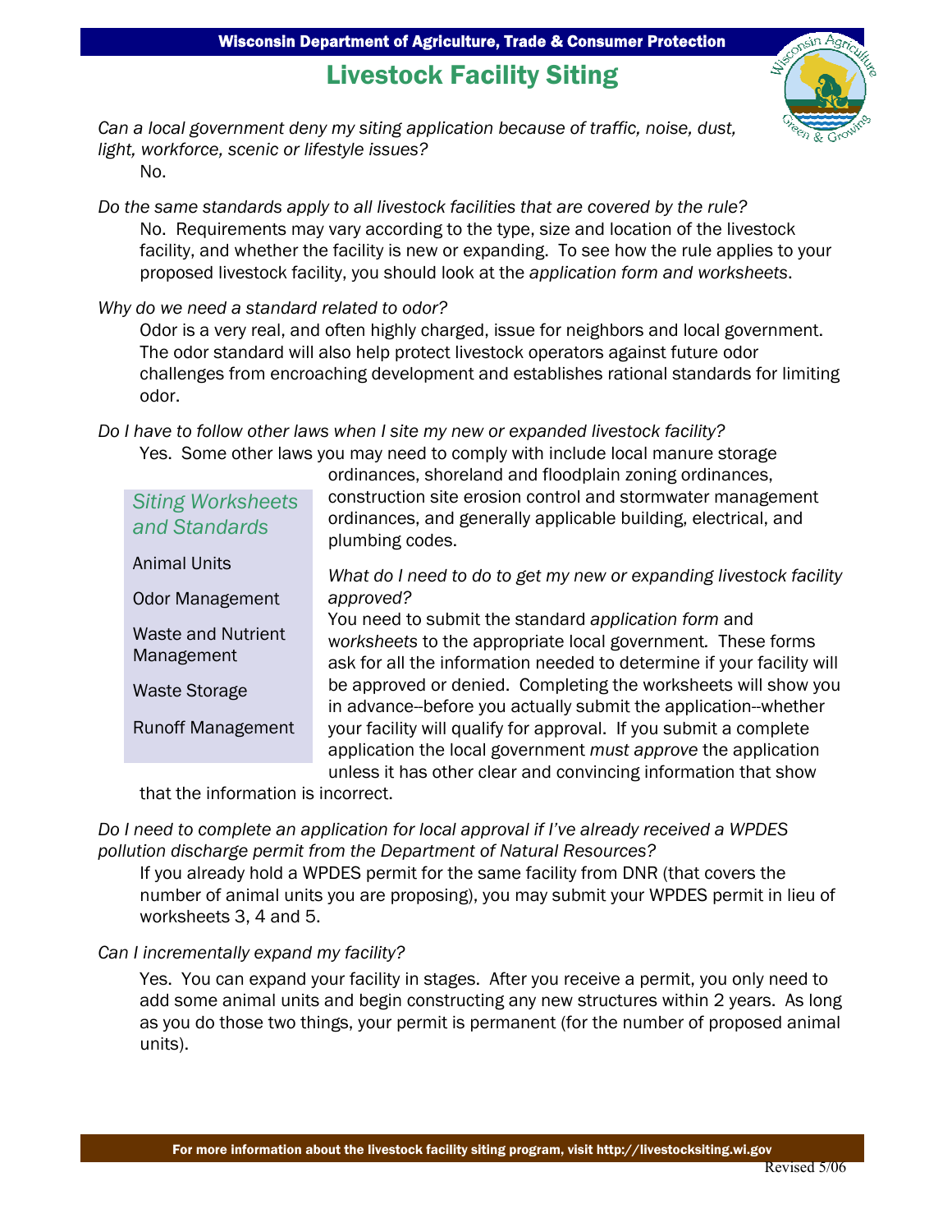## Livestock Facility Siting

*Can a local government deny my siting application because of traffic, noise, dust, light, workforce, scenic or lifestyle issues?*

No.

*Do the same standards apply to all livestock facilities that are covered by the rule?*

No. Requirements may vary according to the type, size and location of the livestock facility, and whether the facility is new or expanding. To see how the rule applies to your proposed livestock facility, you should look at the *application form and worksheets*.

*Why do we need a standard related to odor?*

Odor is a very real, and often highly charged, issue for neighbors and local government. The odor standard will also help protect livestock operators against future odor challenges from encroaching development and establishes rational standards for limiting odor.

*Do I have to follow other laws when I site my new or expanded livestock facility?*

Yes. Some other laws you may need to comply with include local manure storage ordinances, shoreland and floodplain zoning ordinances, construction site erosion control and stormwater management ordinances, and generally applicable building, electrical, and plumbing codes.

*Siting Worksheets and Standards*

- Animal Units
- Odor Management
- Waste and Nutrient Management
- Waste Storage
- Runoff Management

*What do I need to do to get my new or expanding livestock facility approved?*

You need to submit the standard *application form* and *worksheets* to the appropriate local government. These forms ask for all the information needed to determine if your facility will be approved or denied. Completing the worksheets will show you in advance--before you actually submit the application--whether your facility will qualify for approval. If you submit a complete application the local government *must approve* the application unless it has other clear and convincing information that show that the information is incorrect.

*Do I need to complete an application for local approval if I've already received a WPDES pollution discharge permit from the Department of Natural Resources?*

If you already hold a WPDES permit for the same facility from DNR (that covers the number of animal units you are proposing), you may submit your WPDES permit in lieu of worksheets 3, 4 and 5.

*Can I incrementally expand my facility?*

Yes. You can expand your facility in stages. After you receive a permit, you only need to add some animal units and begin constructing any new structures within 2 years. As long as you do those two things, your permit is permanent (for the number of proposed animal units).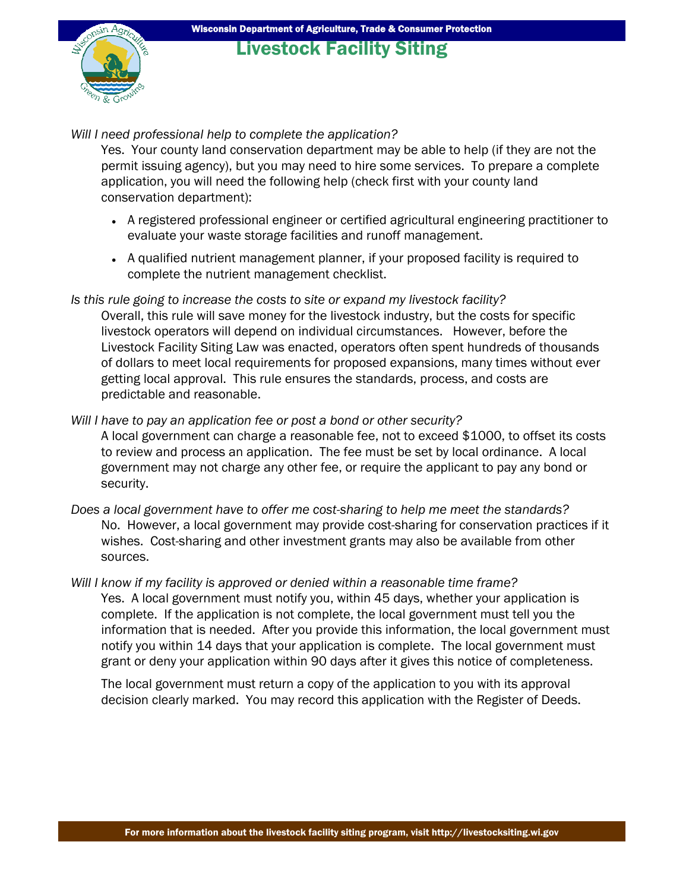*Will I need professional help to complete the application?*

Yes. Your county land conservation department may be able to help (if they are not the permit issuing agency), but you may need to hire some services. To prepare a complete application, you will need the following help (check first with your county land conservation department):

- A registered professional engineer or certified agricultural engineering practitioner to evaluate your waste storage facilities and runoff management.
- A qualified nutrient management planner, if your proposed facility is required to complete the nutrient management checklist.

*Is this rule going to increase the costs to site or expand my livestock facility?*

Overall, this rule will save money for the livestock industry, but the costs for specific livestock operators will depend on individual circumstances. However, before the Livestock Facility Siting Law was enacted, operators often spent hundreds of thousands of dollars to meet local requirements for proposed expansions, many times without ever getting local approval. This rule ensures the standards, process, and costs are predictable and reasonable.

*Will I have to pay an application fee or post a bond or other security?*

A local government can charge a reasonable fee, not to exceed $1000, to offset its costs to review and process an application. The fee must be set by local ordinance. A local government may not charge any other fee, or require the applicant to pay any bond or security.

*Does a local government have to offer me cost-sharing to help me meet the standards?*

No. However, a local government may provide cost-sharing for conservation practices if it wishes. Cost-sharing and other investment grants may also be available from other sources.

*Will I know if my facility is approved or denied within a reasonable time frame?*

Yes. A local government must notify you, within 45 days, whether your application is complete. If the application is not complete, the local government must tell you the information that is needed. After you provide this information, the local government must notify you within 14 days that your application is complete. The local government must grant or deny your application within 90 days after it gives this notice of completeness.

The local government must return a copy of the application to you with its approval decision clearly marked. You may record this application with the Register of Deeds.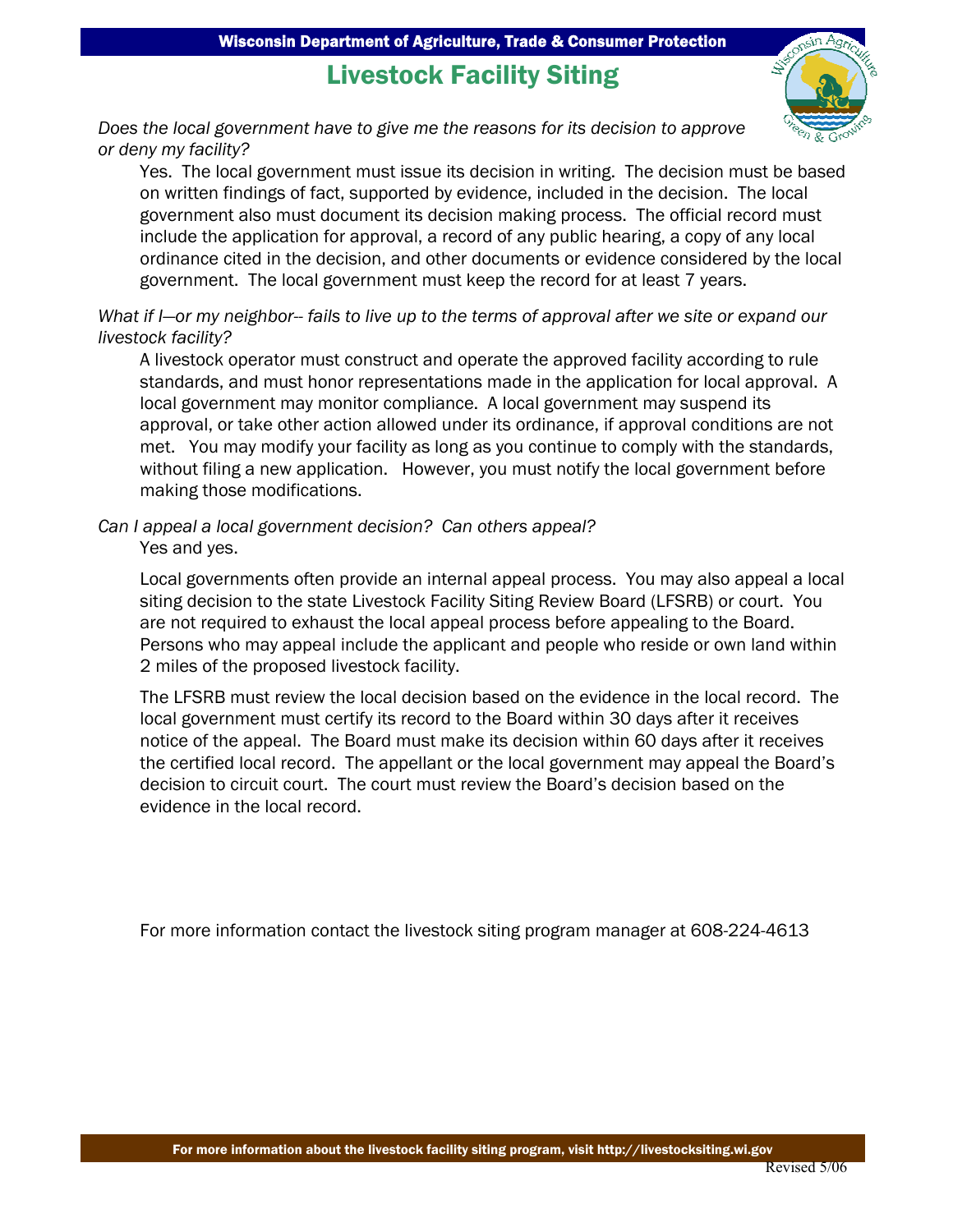*Does the local government have to give me the reasons for its decision to approve or deny my facility?*

Yes. The local government must issue its decision in writing. The decision must be based on written findings of fact, supported by evidence, included in the decision. The local government also must document its decision making process. The official record must include the application for approval, a record of any public hearing, a copy of any local ordinance cited in the decision, and other documents or evidence considered by the local government. The local government must keep the record for at least 7 years.

*What if I—or my neighbor-- fails to live up to the terms of approval after we site or expand our livestock facility?*

A livestock operator must construct and operate the approved facility according to rule standards, and must honor representations made in the application for local approval. A local government may monitor compliance. A local government may suspend its approval, or take other action allowed under its ordinance, if approval conditions are not met. You may modify your facility as long as you continue to comply with the standards, without filing a new application. However, you must notify the local government before making those modifications.

*Can I appeal a local government decision? Can others appeal?*

Yes and yes.

Local governments often provide an internal appeal process. You may also appeal a local siting decision to the state Livestock Facility Siting Review Board (LFSRB) or court. You are not required to exhaust the local appeal process before appealing to the Board. Persons who may appeal include the applicant and people who reside or own land within 2 miles of the proposed livestock facility.

The LFSRB must review the local decision based on the evidence in the local record. The local government must certify its record to the Board within 30 days after it receives notice of the appeal. The Board must make its decision within 60 days after it receives the certified local record. The appellant or the local government may appeal the Board's decision to circuit court. The court must review the Board's decision based on the evidence in the local record.

For more information contact the livestock siting program manager at 608-224-4613

Revised 5/06